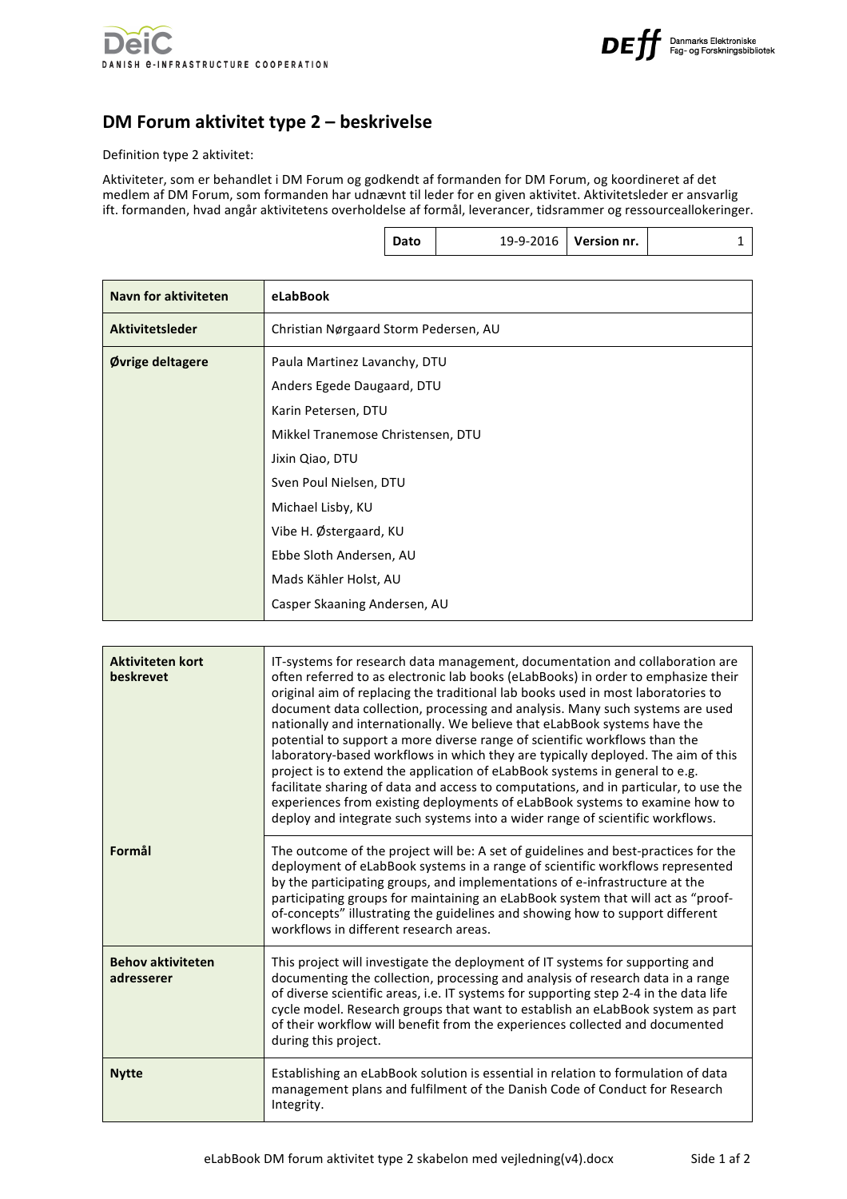# DM Forum aktivitet type 2 – beskrivelse

Definition type 2 aktivitet:

Aktiviteter, som er behandlet i DM Forum og godkendt af formanden for DM Forum, og koordineret af det medlem af DM Forum, som formanden har udnævnt til leder for en given aktivitet. Aktivitetsleder er ansvarlig ift. formanden, hvad angår aktivitetens overholdelse af formål, leverancer, tidsrammer og ressourceallokeringer.

| Dato | 19-9-2016 | Version nr. | 1 |
|---|---|---|---|

| Navn for aktiviteten | eLabBook |
|---|---|
| Aktivitetsleder | Christian Nørgaard Storm Pedersen, AU |
| Øvrige deltagere | Paula Martinez Lavanchy, DTU<br>Anders Egede Daugaard, DTU<br>Karin Petersen, DTU<br>Mikkel Tranemose Christensen, DTU<br>Jixin Qiao, DTU<br>Sven Poul Nielsen, DTU<br>Michael Lisby, KU<br>Vibe H. Østergaard, KU<br>Ebbe Sloth Andersen, AU<br>Mads Kähler Holst, AU<br>Casper Skaaning Andersen, AU |

| Aktiviteten kort beskrevet | IT-systems for research data management, documentation and collaboration are often referred to as electronic lab books (eLabBooks) in order to emphasize their original aim of replacing the traditional lab books used in most laboratories to document data collection, processing and analysis. Many such systems are used nationally and internationally. We believe that eLabBook systems have the potential to support a more diverse range of scientific workflows than the laboratory-based workflows in which they are typically deployed. The aim of this project is to extend the application of eLabBook systems in general to e.g. facilitate sharing of data and access to computations, and in particular, to use the experiences from existing deployments of eLabBook systems to examine how to deploy and integrate such systems into a wider range of scientific workflows. |
|---|---|
| Formål | The outcome of the project will be: A set of guidelines and best-practices for the deployment of eLabBook systems in a range of scientific workflows represented by the participating groups, and implementations of e-infrastructure at the participating groups for maintaining an eLabBook system that will act as "proof-of-concepts" illustrating the guidelines and showing how to support different workflows in different research areas. |
| Behov aktiviteten adresserer | This project will investigate the deployment of IT systems for supporting and documenting the collection, processing and analysis of research data in a range of diverse scientific areas, i.e. IT systems for supporting step 2-4 in the data life cycle model. Research groups that want to establish an eLabBook system as part of their workflow will benefit from the experiences collected and documented during this project. |
| Nytte | Establishing an eLabBook solution is essential in relation to formulation of data management plans and fulfilment of the Danish Code of Conduct for Research Integrity. |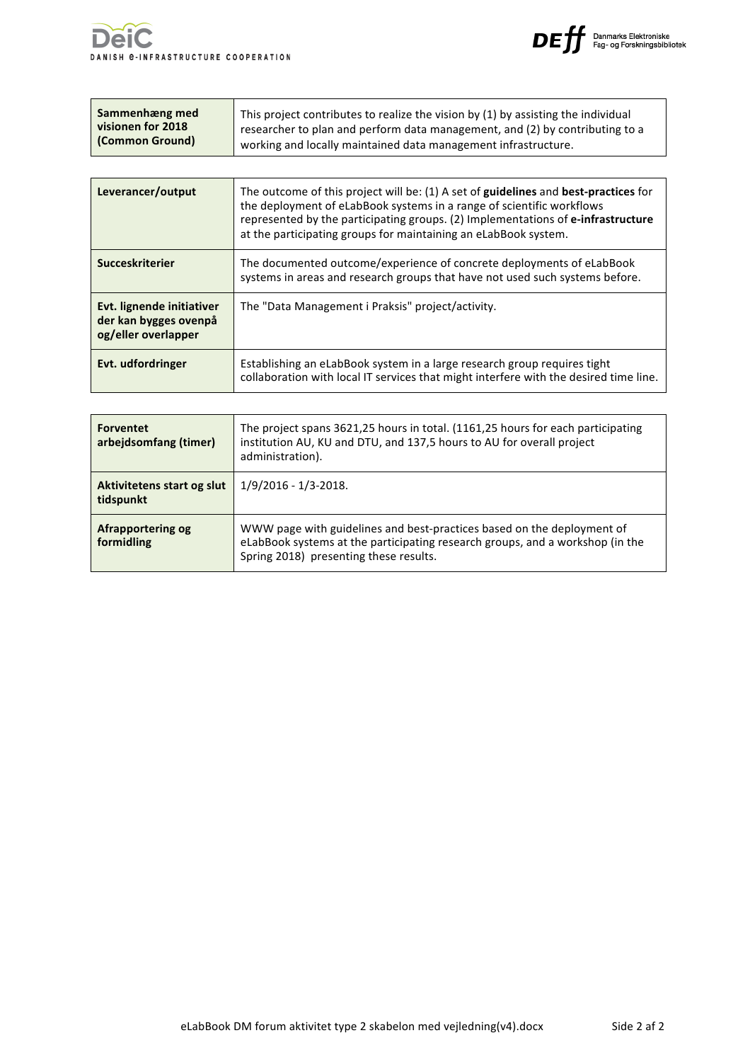| | |
|---|---|
| **Sammenhæng med visionen for 2018 (Common Ground)** | This project contributes to realize the vision by (1) by assisting the individual researcher to plan and perform data management, and (2) by contributing to a working and locally maintained data management infrastructure. |

| | |
|---|---|
| **Leverancer/output** | The outcome of this project will be: (1) A set of **guidelines** and **best-practices** for the deployment of eLabBook systems in a range of scientific workflows represented by the participating groups. (2) Implementations of **e-infrastructure** at the participating groups for maintaining an eLabBook system. |
| **Succeskriterier** | The documented outcome/experience of concrete deployments of eLabBook systems in areas and research groups that have not used such systems before. |
| **Evt. lignende initiativer der kan bygges ovenpå og/eller overlapper** | The "Data Management i Praksis" project/activity. |
| **Evt. udfordringer** | Establishing an eLabBook system in a large research group requires tight collaboration with local IT services that might interfere with the desired time line. |

| | |
|---|---|
| **Forventet arbejdsomfang (timer)** | The project spans 3621,25 hours in total. (1161,25 hours for each participating institution AU, KU and DTU, and 137,5 hours to AU for overall project administration). |
| **Aktivitetens start og slut tidspunkt** | 1/9/2016 - 1/3-2018. |
| **Afrapportering og formidling** | WWW page with guidelines and best-practices based on the deployment of eLabBook systems at the participating research groups, and a workshop (in the Spring 2018) presenting these results. |